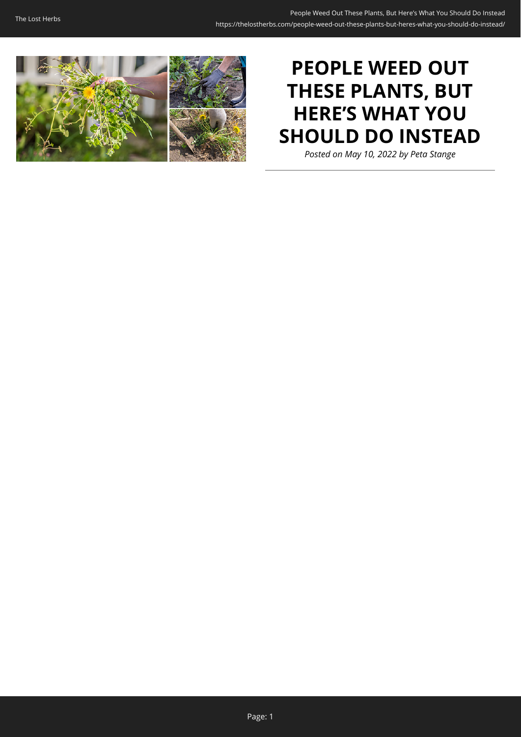# PEOPLE WEED OUT THESE PLANTS, BUT HERE'S WHAT YOU SHOULD DO INSTEAD

*Posted on May 10, 2022 by Peta Stange*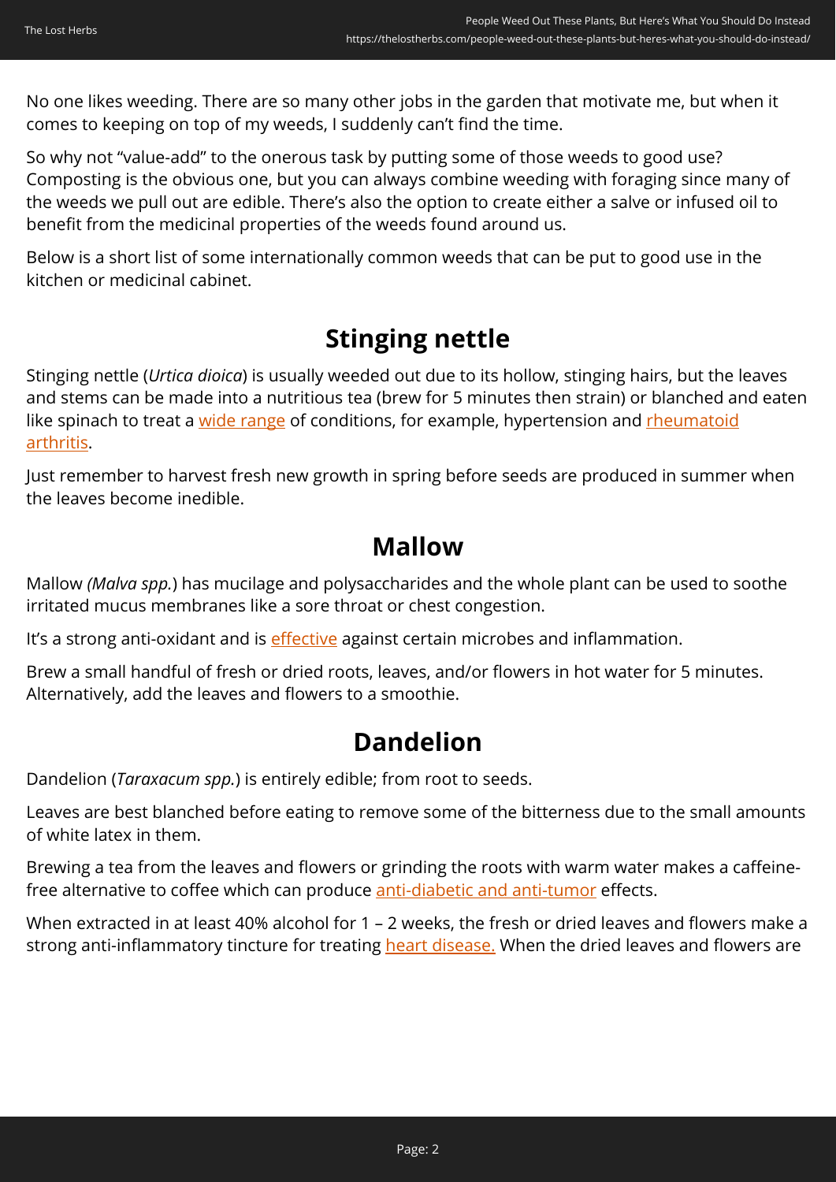No one likes weeding. There are so many other jobs in the garden that motivate me, but when it comes to keeping on top of my weeds, I suddenly can't find the time.

So why not "value-add" to the onerous task by putting some of those weeds to good use? Composting is the obvious one, but you can always combine weeding with foraging since many of the weeds we pull out are edible. There's also the option to create either a salve or infused oil to benefit from the medicinal properties of the weeds found around us.

Below is a short list of some internationally common weeds that can be put to good use in the kitchen or medicinal cabinet.

## Stinging nettle

Stinging nettle (*Urtica dioica*) is usually weeded out due to its hollow, stinging hairs, but the leaves and stems can be made into a nutritious tea (brew for 5 minutes then strain) or blanched and eaten like spinach to treat a wide range of conditions, for example, hypertension and rheumatoid arthritis.

Just remember to harvest fresh new growth in spring before seeds are produced in summer when the leaves become inedible.

## Mallow

Mallow *(Malva spp.*) has mucilage and polysaccharides and the whole plant can be used to soothe irritated mucus membranes like a sore throat or chest congestion.

It's a strong anti-oxidant and is effective against certain microbes and inflammation.

Brew a small handful of fresh or dried roots, leaves, and/or flowers in hot water for 5 minutes. Alternatively, add the leaves and flowers to a smoothie.

## Dandelion

Dandelion (*Taraxacum spp.*) is entirely edible; from root to seeds.

Leaves are best blanched before eating to remove some of the bitterness due to the small amounts of white latex in them.

Brewing a tea from the leaves and flowers or grinding the roots with warm water makes a caffeine-free alternative to coffee which can produce anti-diabetic and anti-tumor effects.

When extracted in at least 40% alcohol for 1 – 2 weeks, the fresh or dried leaves and flowers make a strong anti-inflammatory tincture for treating heart disease. When the dried leaves and flowers are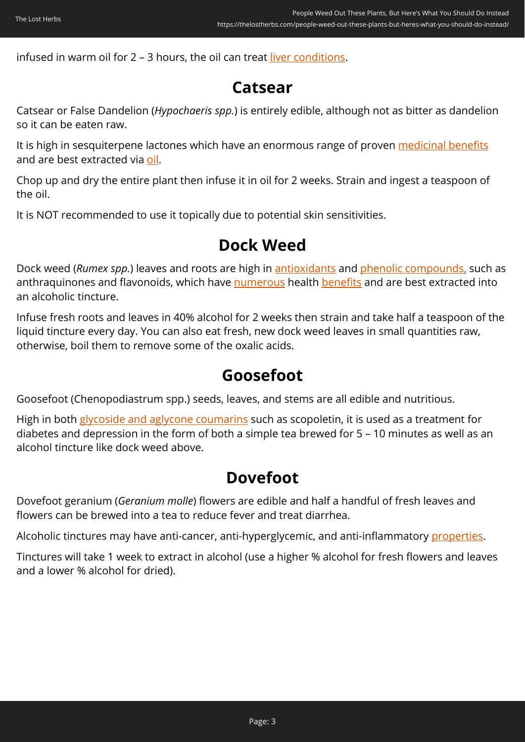infused in warm oil for 2 – 3 hours, the oil can treat liver conditions.

## Catsear

Catsear or False Dandelion (*Hypochaeris spp.*) is entirely edible, although not as bitter as dandelion so it can be eaten raw.

It is high in sesquiterpene lactones which have an enormous range of proven medicinal benefits and are best extracted via oil.

Chop up and dry the entire plant then infuse it in oil for 2 weeks. Strain and ingest a teaspoon of the oil.

It is NOT recommended to use it topically due to potential skin sensitivities.

## Dock Weed

Dock weed (*Rumex spp.*) leaves and roots are high in antioxidants and phenolic compounds, such as anthraquinones and flavonoids, which have numerous health benefits and are best extracted into an alcoholic tincture.

Infuse fresh roots and leaves in 40% alcohol for 2 weeks then strain and take half a teaspoon of the liquid tincture every day. You can also eat fresh, new dock weed leaves in small quantities raw, otherwise, boil them to remove some of the oxalic acids.

## Goosefoot

Goosefoot (Chenopodiastrum spp.) seeds, leaves, and stems are all edible and nutritious.

High in both glycoside and aglycone coumarins such as scopoletin, it is used as a treatment for diabetes and depression in the form of both a simple tea brewed for 5 – 10 minutes as well as an alcohol tincture like dock weed above.

## Dovefoot

Dovefoot geranium (*Geranium molle*) flowers are edible and half a handful of fresh leaves and flowers can be brewed into a tea to reduce fever and treat diarrhea.

Alcoholic tinctures may have anti-cancer, anti-hyperglycemic, and anti-inflammatory properties.

Tinctures will take 1 week to extract in alcohol (use a higher % alcohol for fresh flowers and leaves and a lower % alcohol for dried).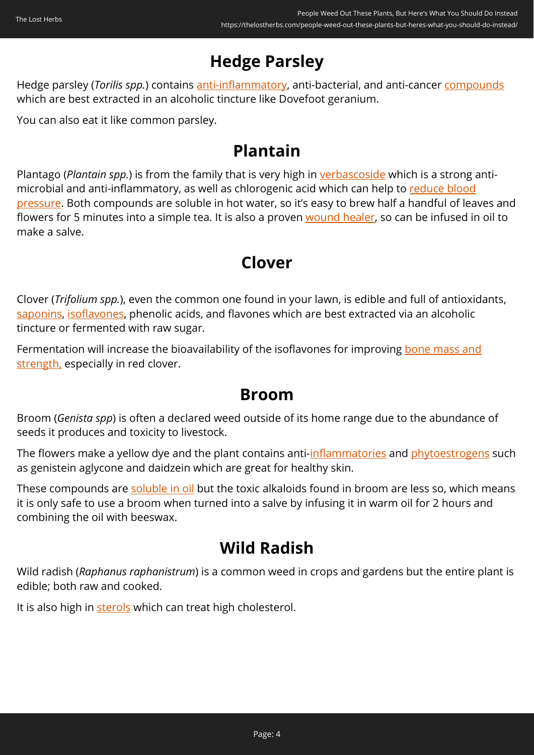## Hedge Parsley

Hedge parsley (*Torilis spp.*) contains anti-inflammatory, anti-bacterial, and anti-cancer compounds which are best extracted in an alcoholic tincture like Dovefoot geranium.

You can also eat it like common parsley.

## Plantain

Plantago (*Plantain spp.*) is from the family that is very high in verbascoside which is a strong anti-microbial and anti-inflammatory, as well as chlorogenic acid which can help to reduce blood pressure. Both compounds are soluble in hot water, so it's easy to brew half a handful of leaves and flowers for 5 minutes into a simple tea. It is also a proven wound healer, so can be infused in oil to make a salve.

## Clover

Clover (*Trifolium spp.*), even the common one found in your lawn, is edible and full of antioxidants, saponins, isoflavones, phenolic acids, and flavones which are best extracted via an alcoholic tincture or fermented with raw sugar.

Fermentation will increase the bioavailability of the isoflavones for improving bone mass and strength, especially in red clover.

## Broom

Broom (*Genista spp*) is often a declared weed outside of its home range due to the abundance of seeds it produces and toxicity to livestock.

The flowers make a yellow dye and the plant contains anti-inflammatories and phytoestrogens such as genistein aglycone and daidzein which are great for healthy skin.

These compounds are soluble in oil but the toxic alkaloids found in broom are less so, which means it is only safe to use a broom when turned into a salve by infusing it in warm oil for 2 hours and combining the oil with beeswax.

## Wild Radish

Wild radish (*Raphanus raphanistrum*) is a common weed in crops and gardens but the entire plant is edible; both raw and cooked.

It is also high in sterols which can treat high cholesterol.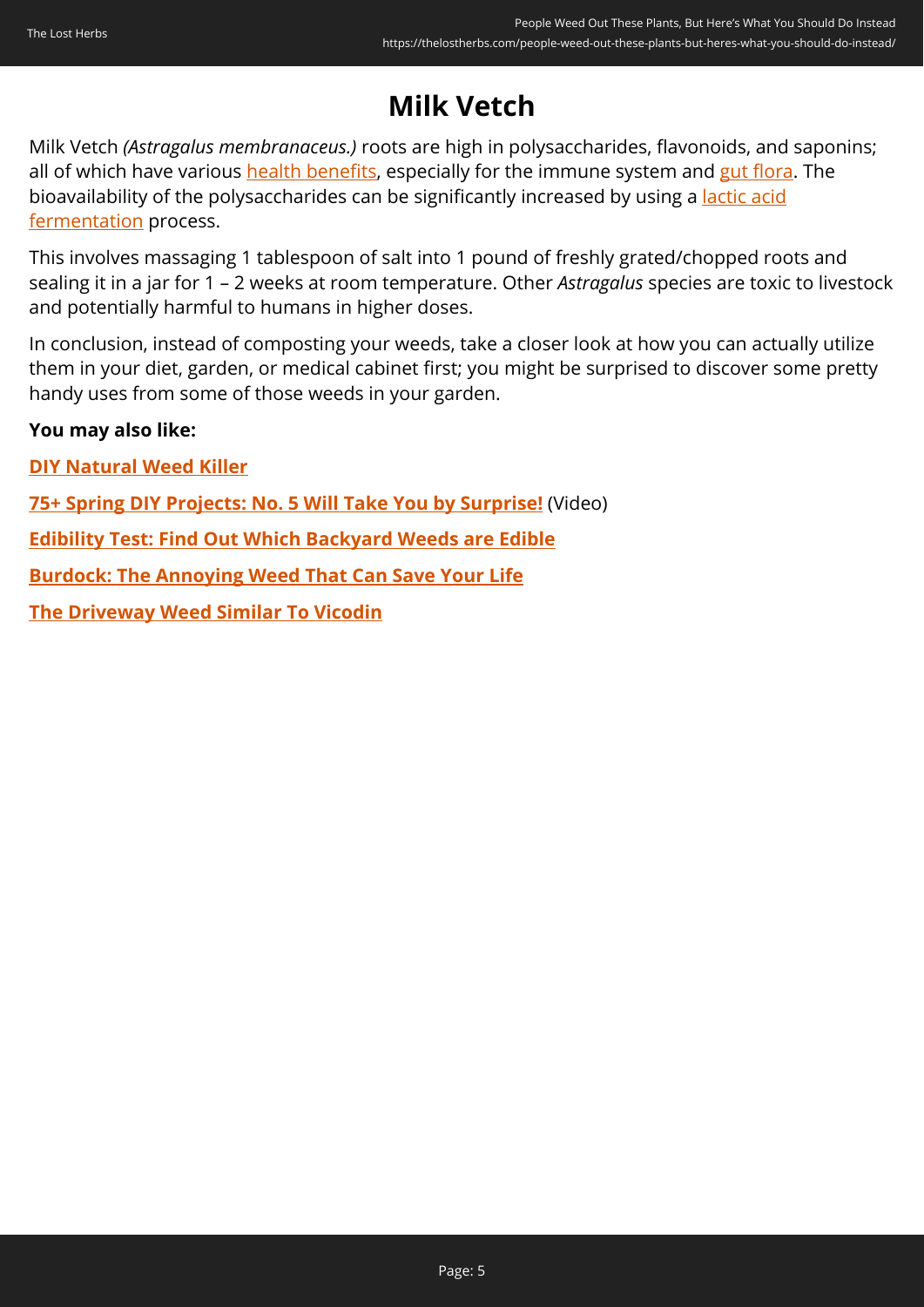## Milk Vetch

Milk Vetch *(Astragalus membranaceus.)* roots are high in polysaccharides, flavonoids, and saponins; all of which have various health benefits, especially for the immune system and gut flora. The bioavailability of the polysaccharides can be significantly increased by using a lactic acid fermentation process.

This involves massaging 1 tablespoon of salt into 1 pound of freshly grated/chopped roots and sealing it in a jar for 1 – 2 weeks at room temperature. Other *Astragalus* species are toxic to livestock and potentially harmful to humans in higher doses.

In conclusion, instead of composting your weeds, take a closer look at how you can actually utilize them in your diet, garden, or medical cabinet first; you might be surprised to discover some pretty handy uses from some of those weeds in your garden.

**You may also like:**

**DIY Natural Weed Killer**

**75+ Spring DIY Projects: No. 5 Will Take You by Surprise!** (Video)

**Edibility Test: Find Out Which Backyard Weeds are Edible**

**Burdock: The Annoying Weed That Can Save Your Life**

**The Driveway Weed Similar To Vicodin**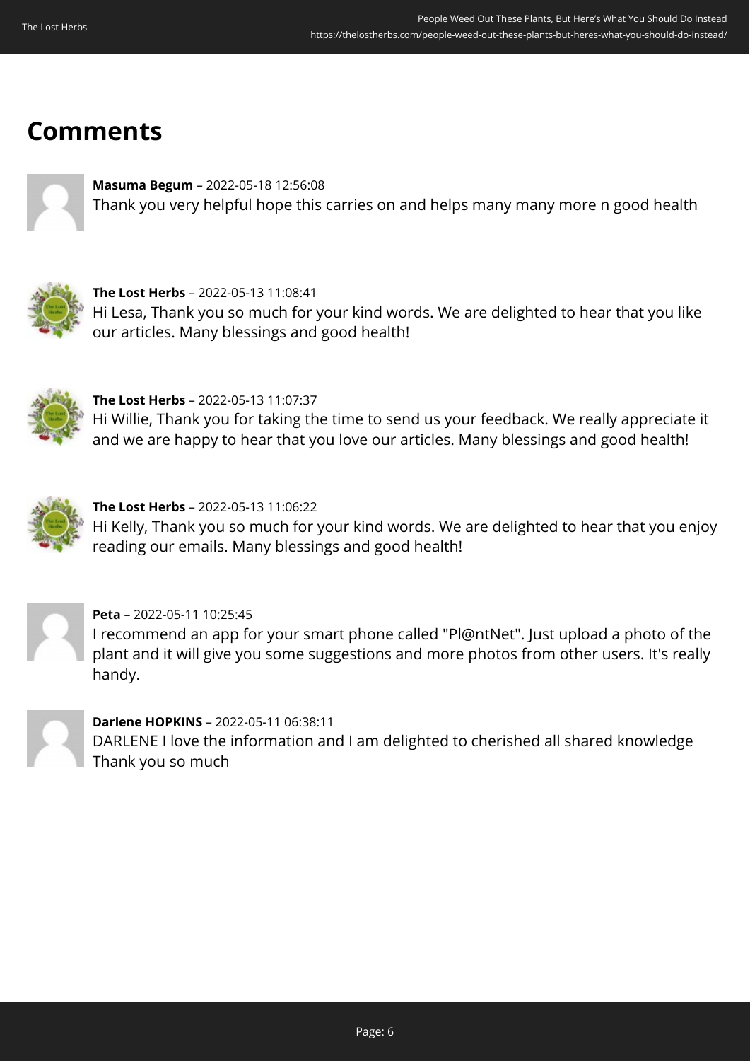## Comments

**Masuma Begum** – 2022-05-18 12:56:08
Thank you very helpful hope this carries on and helps many many more n good health

**The Lost Herbs** – 2022-05-13 11:08:41
Hi Lesa, Thank you so much for your kind words. We are delighted to hear that you like our articles. Many blessings and good health!

**The Lost Herbs** – 2022-05-13 11:07:37
Hi Willie, Thank you for taking the time to send us your feedback. We really appreciate it and we are happy to hear that you love our articles. Many blessings and good health!

**The Lost Herbs** – 2022-05-13 11:06:22
Hi Kelly, Thank you so much for your kind words. We are delighted to hear that you enjoy reading our emails. Many blessings and good health!

**Peta** – 2022-05-11 10:25:45
I recommend an app for your smart phone called "Pl@ntNet". Just upload a photo of the plant and it will give you some suggestions and more photos from other users. It's really handy.

**Darlene HOPKINS** – 2022-05-11 06:38:11
DARLENE I love the information and I am delighted to cherished all shared knowledge Thank you so much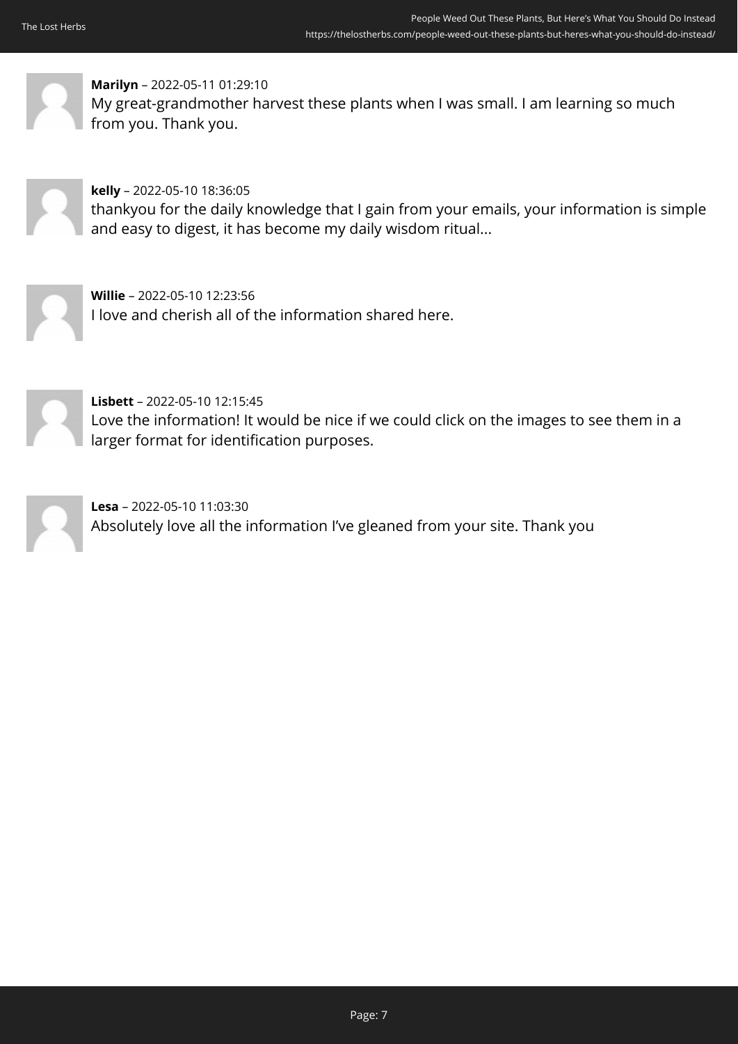**Marilyn** – 2022-05-11 01:29:10
My great-grandmother harvest these plants when I was small. I am learning so much from you. Thank you.

**kelly** – 2022-05-10 18:36:05
thankyou for the daily knowledge that I gain from your emails, your information is simple and easy to digest, it has become my daily wisdom ritual...

**Willie** – 2022-05-10 12:23:56
I love and cherish all of the information shared here.

**Lisbett** – 2022-05-10 12:15:45
Love the information! It would be nice if we could click on the images to see them in a larger format for identification purposes.

**Lesa** – 2022-05-10 11:03:30
Absolutely love all the information I've gleaned from your site. Thank you